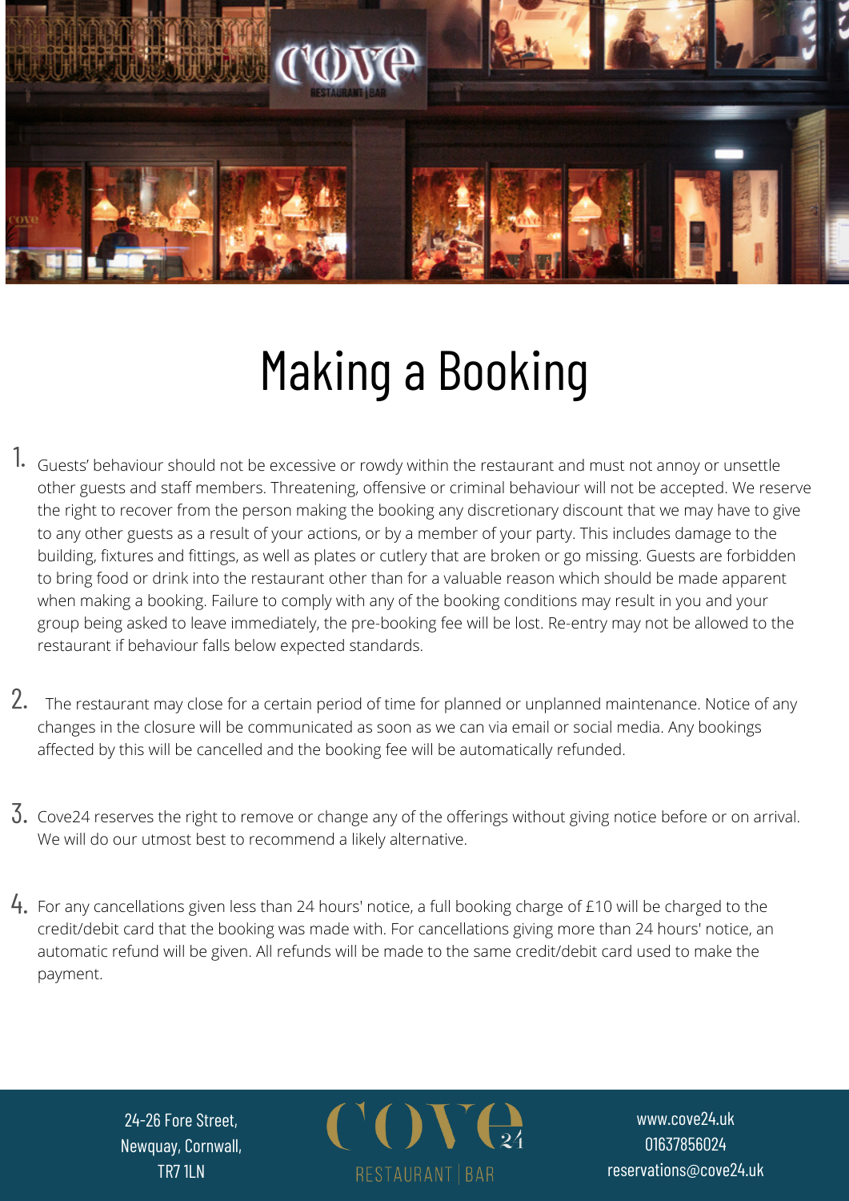# Making a Booking

1. Guests' behaviour should not be excessive or rowdy within the restaurant and must not annoy or unsettle other guests and staff members. Threatening, offensive or criminal behaviour will not be accepted. We reserve the right to recover from the person making the booking any discretionary discount that we may have to give to any other guests as a result of your actions, or by a member of your party. This includes damage to the building, fixtures and fittings, as well as plates or cutlery that are broken or go missing. Guests are forbidden to bring food or drink into the restaurant other than for a valuable reason which should be made apparent when making a booking. Failure to comply with any of the booking conditions may result in you and your group being asked to leave immediately, the pre-booking fee will be lost. Re-entry may not be allowed to the restaurant if behaviour falls below expected standards.

2. The restaurant may close for a certain period of time for planned or unplanned maintenance. Notice of any changes in the closure will be communicated as soon as we can via email or social media. Any bookings affected by this will be cancelled and the booking fee will be automatically refunded.

3. Cove24 reserves the right to remove or change any of the offerings without giving notice before or on arrival. We will do our utmost best to recommend a likely alternative.

4. For any cancellations given less than 24 hours' notice, a full booking charge of £10 will be charged to the credit/debit card that the booking was made with. For cancellations giving more than 24 hours' notice, an automatic refund will be given. All refunds will be made to the same credit/debit card used to make the payment.

24-26 Fore Street,
Newquay, Cornwall,
TR7 1LN

COVE 24
RESTAURANT | BAR

www.cove24.uk
01637856024
reservations@cove24.uk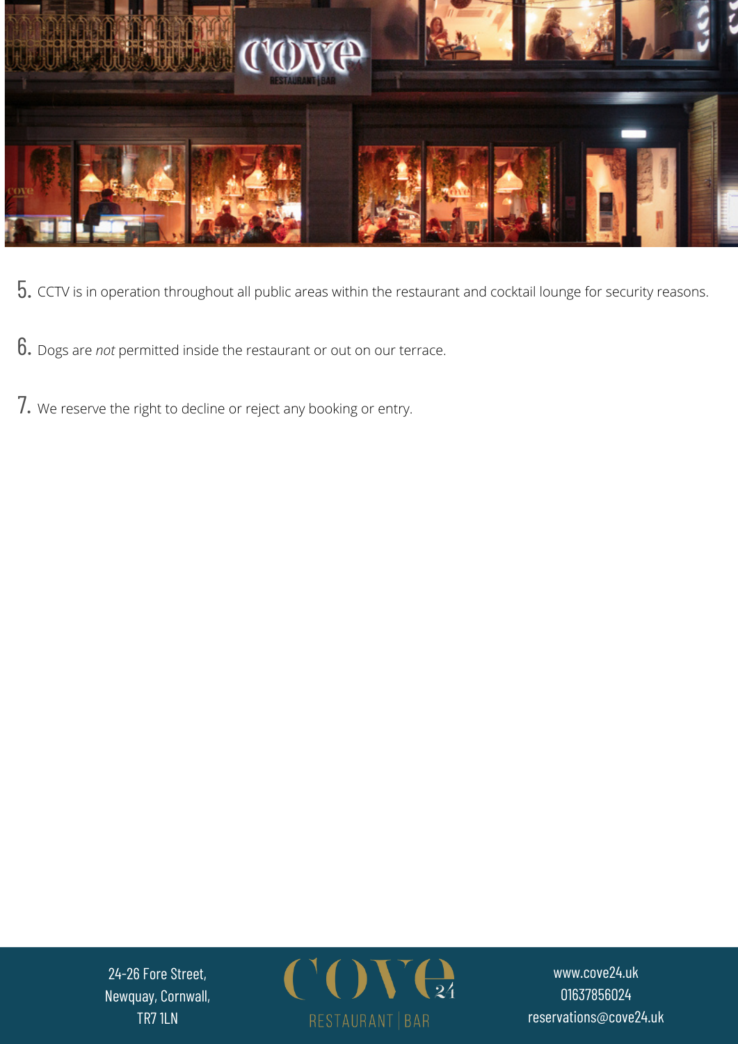5. CCTV is in operation throughout all public areas within the restaurant and cocktail lounge for security reasons.

6. Dogs are *not* permitted inside the restaurant or out on our terrace.

7. We reserve the right to decline or reject any booking or entry.

24-26 Fore Street,
Newquay, Cornwall,
TR7 1LN

www.cove24.uk
01637856024
reservations@cove24.uk